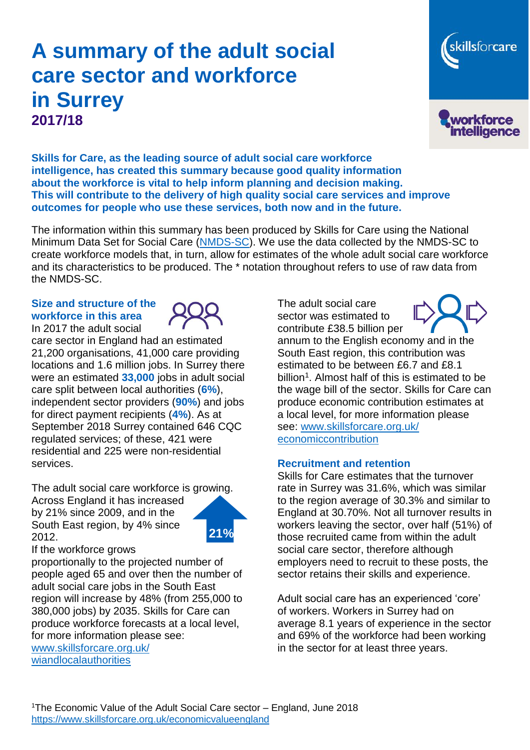# A summary of the adult social care sector and workforce in Surrey

**2017/18**

**Skills for Care, as the leading source of adult social care workforce intelligence, has created this summary because good quality information about the workforce is vital to help inform planning and decision making. This will contribute to the delivery of high quality social care services and improve outcomes for people who use these services, both now and in the future.**

The information within this summary has been produced by Skills for Care using the National Minimum Data Set for Social Care (NMDS-SC). We use the data collected by the NMDS-SC to create workforce models that, in turn, allow for estimates of the whole adult social care workforce and its characteristics to be produced. The * notation throughout refers to use of raw data from the NMDS-SC.

## Size and structure of the workforce in this area

In 2017 the adult social care sector in England had an estimated 21,200 organisations, 41,000 care providing locations and 1.6 million jobs. In Surrey there were an estimated **33,000** jobs in adult social care split between local authorities (**6%**), independent sector providers (**90%**) and jobs for direct payment recipients (**4%**). As at September 2018 Surrey contained 646 CQC regulated services; of these, 421 were residential and 225 were non-residential services.

The adult social care workforce is growing. Across England it has increased by 21% since 2009, and in the South East region, by 4% since 2012.

**21%**

If the workforce grows proportionally to the projected number of people aged 65 and over then the number of adult social care jobs in the South East region will increase by 48% (from 255,000 to 380,000 jobs) by 2035. Skills for Care can produce workforce forecasts at a local level, for more information please see: www.skillsforcare.org.uk/wiandlocalauthorities

The adult social care sector was estimated to contribute £38.5 billion per annum to the English economy and in the South East region, this contribution was estimated to be between £6.7 and £8.1 billion[1]. Almost half of this is estimated to be the wage bill of the sector. Skills for Care can produce economic contribution estimates at a local level, for more information please see: www.skillsforcare.org.uk/economiccontribution

## Recruitment and retention

Skills for Care estimates that the turnover rate in Surrey was 31.6%, which was similar to the region average of 30.3% and similar to England at 30.70%. Not all turnover results in workers leaving the sector, over half (51%) of those recruited came from within the adult social care sector, therefore although employers need to recruit to these posts, the sector retains their skills and experience.

Adult social care has an experienced 'core' of workers. Workers in Surrey had on average 8.1 years of experience in the sector and 69% of the workforce had been working in the sector for at least three years.

[1]The Economic Value of the Adult Social Care sector – England, June 2018 https://www.skillsforcare.org.uk/economicvalueengland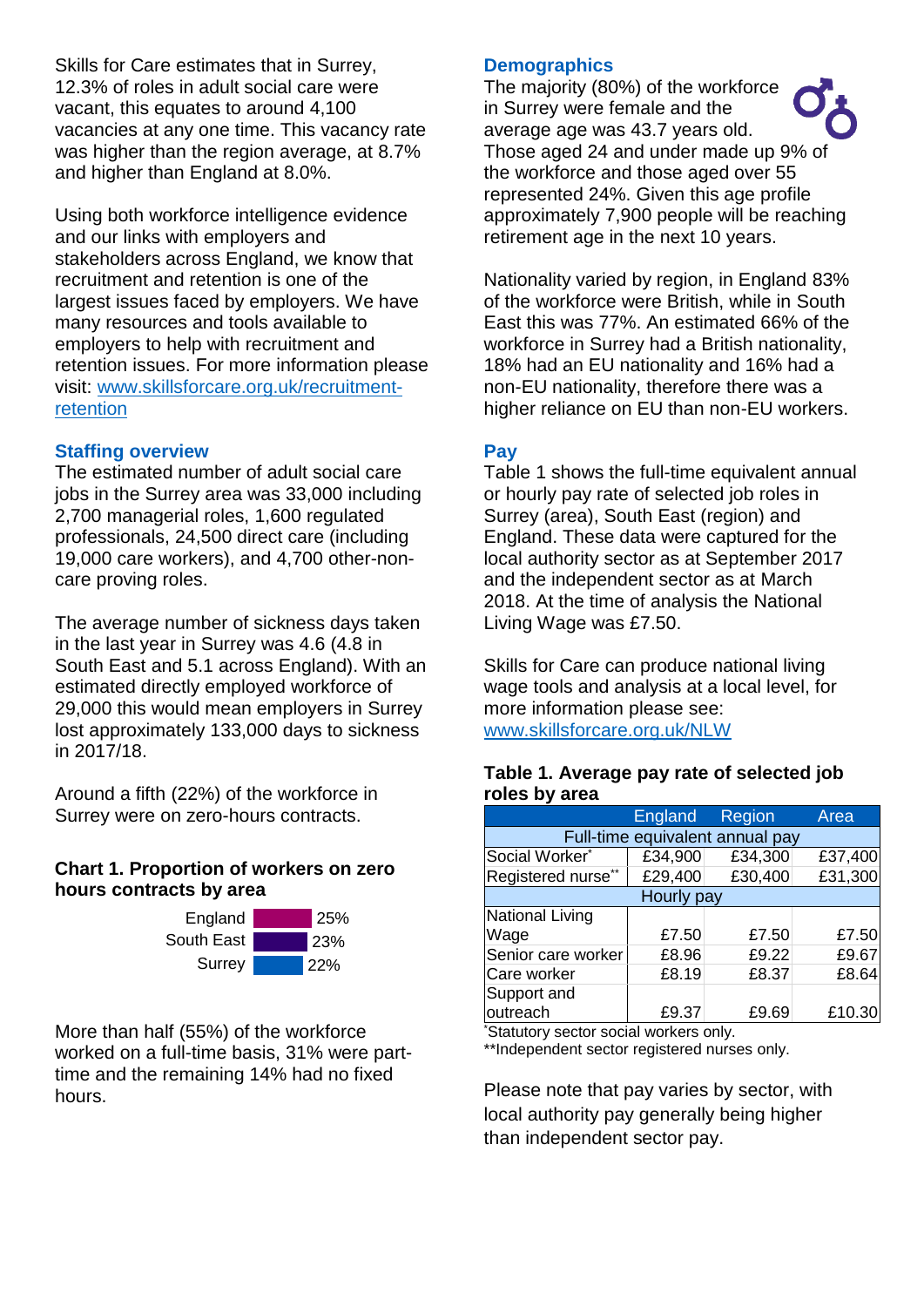Skills for Care estimates that in Surrey, 12.3% of roles in adult social care were vacant, this equates to around 4,100 vacancies at any one time. This vacancy rate was higher than the region average, at 8.7% and higher than England at 8.0%.

Using both workforce intelligence evidence and our links with employers and stakeholders across England, we know that recruitment and retention is one of the largest issues faced by employers. We have many resources and tools available to employers to help with recruitment and retention issues. For more information please visit: [www.skillsforcare.org.uk/recruitment-retention](http://www.skillsforcare.org.uk/recruitment-retention)

### Staffing overview

The estimated number of adult social care jobs in the Surrey area was 33,000 including 2,700 managerial roles, 1,600 regulated professionals, 24,500 direct care (including 19,000 care workers), and 4,700 other-non-care proving roles.

The average number of sickness days taken in the last year in Surrey was 4.6 (4.8 in South East and 5.1 across England). With an estimated directly employed workforce of 29,000 this would mean employers in Surrey lost approximately 133,000 days to sickness in 2017/18.

Around a fifth (22%) of the workforce in Surrey were on zero-hours contracts.

**Chart 1. Proportion of workers on zero hours contracts by area**

| Area | Proportion |
|---|---|
| England | 25% |
| South East | 23% |
| Surrey | 22% |

More than half (55%) of the workforce worked on a full-time basis, 31% were part-time and the remaining 14% had no fixed hours.

### Demographics

The majority (80%) of the workforce in Surrey were female and the average age was 43.7 years old. Those aged 24 and under made up 9% of the workforce and those aged over 55 represented 24%. Given this age profile approximately 7,900 people will be reaching retirement age in the next 10 years.

Nationality varied by region, in England 83% of the workforce were British, while in South East this was 77%. An estimated 66% of the workforce in Surrey had a British nationality, 18% had an EU nationality and 16% had a non-EU nationality, therefore there was a higher reliance on EU than non-EU workers.

### Pay

Table 1 shows the full-time equivalent annual or hourly pay rate of selected job roles in Surrey (area), South East (region) and England. These data were captured for the local authority sector as at September 2017 and the independent sector as at March 2018. At the time of analysis the National Living Wage was £7.50.

Skills for Care can produce national living wage tools and analysis at a local level, for more information please see: [www.skillsforcare.org.uk/NLW](http://www.skillsforcare.org.uk/NLW)

**Table 1. Average pay rate of selected job roles by area**

| | England | Region | Area |
|---|---|---|---|
| Full-time equivalent annual pay | | | |
| Social Worker* | £34,900 | £34,300 | £37,400 |
| Registered nurse** | £29,400 | £30,400 | £31,300 |
| Hourly pay | | | |
| National Living Wage | £7.50 | £7.50 | £7.50 |
| Senior care worker | £8.96 | £9.22 | £9.67 |
| Care worker | £8.19 | £8.37 | £8.64 |
| Support and outreach | £9.37 | £9.69 | £10.30 |

*Statutory sector social workers only.
**Independent sector registered nurses only.

Please note that pay varies by sector, with local authority pay generally being higher than independent sector pay.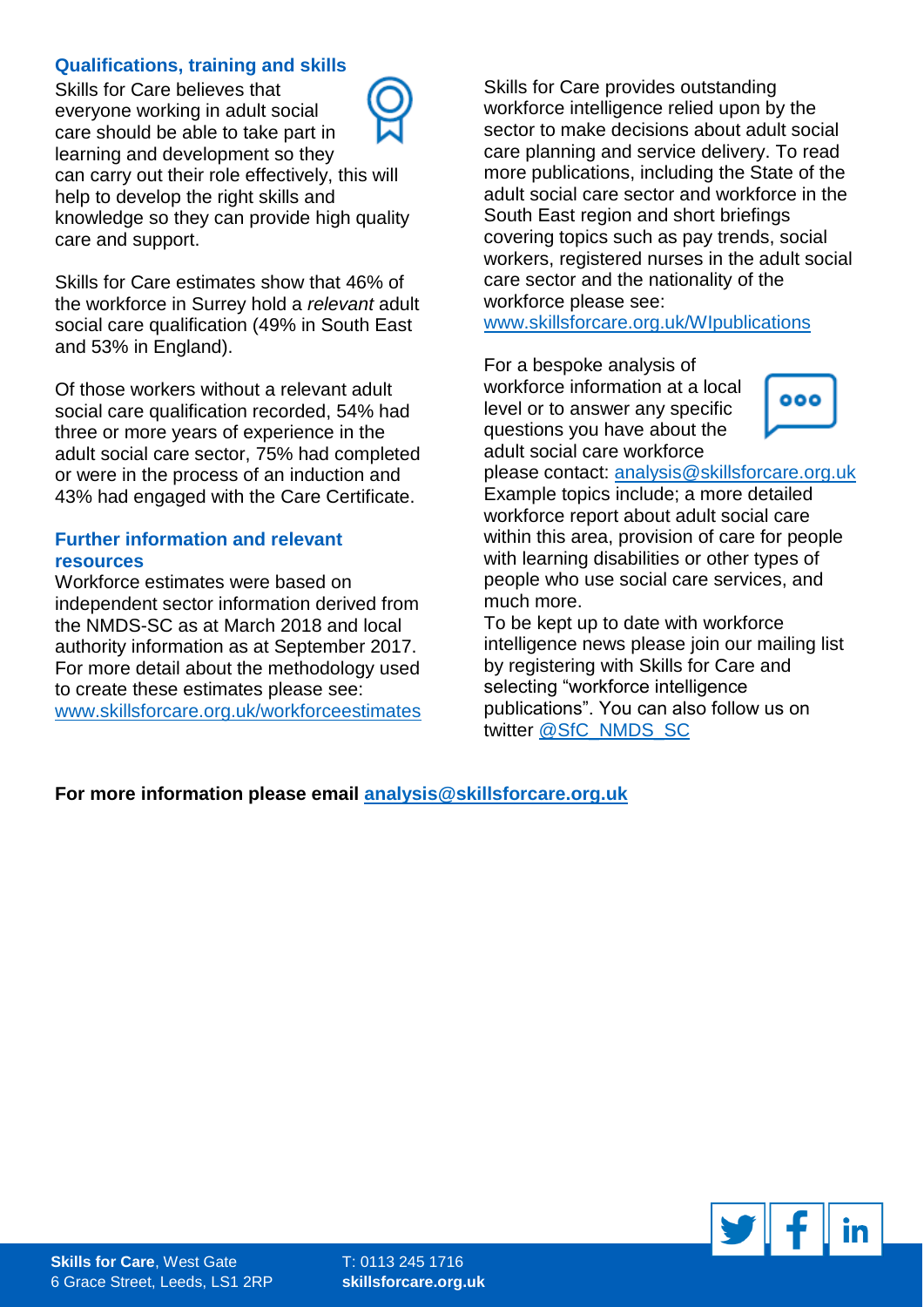## Qualifications, training and skills

Skills for Care believes that everyone working in adult social care should be able to take part in learning and development so they can carry out their role effectively, this will help to develop the right skills and knowledge so they can provide high quality care and support.

Skills for Care estimates show that 46% of the workforce in Surrey hold a *relevant* adult social care qualification (49% in South East and 53% in England).

Of those workers without a relevant adult social care qualification recorded, 54% had three or more years of experience in the adult social care sector, 75% had completed or were in the process of an induction and 43% had engaged with the Care Certificate.

## Further information and relevant resources

Workforce estimates were based on independent sector information derived from the NMDS-SC as at March 2018 and local authority information as at September 2017. For more detail about the methodology used to create these estimates please see: www.skillsforcare.org.uk/workforceestimates

Skills for Care provides outstanding workforce intelligence relied upon by the sector to make decisions about adult social care planning and service delivery. To read more publications, including the State of the adult social care sector and workforce in the South East region and short briefings covering topics such as pay trends, social workers, registered nurses in the adult social care sector and the nationality of the workforce please see: www.skillsforcare.org.uk/WIpublications

For a bespoke analysis of workforce information at a local level or to answer any specific questions you have about the adult social care workforce please contact: analysis@skillsforcare.org.uk
Example topics include; a more detailed workforce report about adult social care within this area, provision of care for people with learning disabilities or other types of people who use social care services, and much more.
To be kept up to date with workforce intelligence news please join our mailing list by registering with Skills for Care and selecting "workforce intelligence publications". You can also follow us on twitter @SfC_NMDS_SC

**For more information please email analysis@skillsforcare.org.uk**

**Skills for Care**, West Gate
6 Grace Street, Leeds, LS1 2RP

T: 0113 245 1716
**skillsforcare.org.uk**